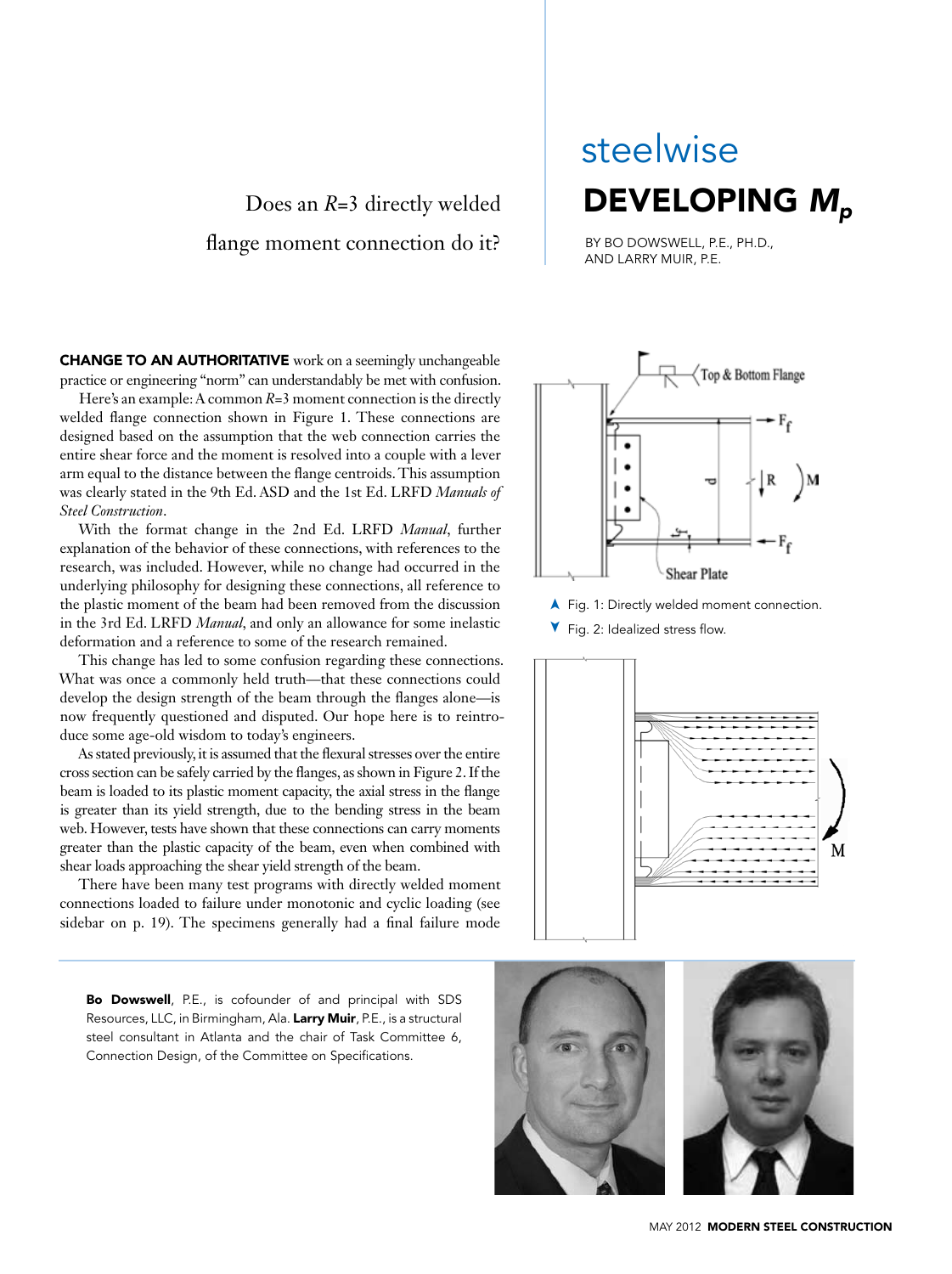# steelwise

# DEVELOPING $M_p$

Does an $R$=3 directly welded flange moment connection do it?

BY BO DOWSWELL, P.E., PH.D., AND LARRY MUIR, P.E.

**CHANGE TO AN AUTHORITATIVE** work on a seemingly unchangeable practice or engineering "norm" can understandably be met with confusion.

Here's an example: A common $R$=3 moment connection is the directly welded flange connection shown in Figure 1. These connections are designed based on the assumption that the web connection carries the entire shear force and the moment is resolved into a couple with a lever arm equal to the distance between the flange centroids. This assumption was clearly stated in the 9th Ed. ASD and the 1st Ed. LRFD *Manuals of Steel Construction*.

With the format change in the 2nd Ed. LRFD *Manual*, further explanation of the behavior of these connections, with references to the research, was included. However, while no change had occurred in the underlying philosophy for designing these connections, all reference to the plastic moment of the beam had been removed from the discussion in the 3rd Ed. LRFD *Manual*, and only an allowance for some inelastic deformation and a reference to some of the research remained.

This change has led to some confusion regarding these connections. What was once a commonly held truth—that these connections could develop the design strength of the beam through the flanges alone—is now frequently questioned and disputed. Our hope here is to reintroduce some age-old wisdom to today's engineers.

As stated previously, it is assumed that the flexural stresses over the entire cross section can be safely carried by the flanges, as shown in Figure 2. If the beam is loaded to its plastic moment capacity, the axial stress in the flange is greater than its yield strength, due to the bending stress in the beam web. However, tests have shown that these connections can carry moments greater than the plastic capacity of the beam, even when combined with shear loads approaching the shear yield strength of the beam.

There have been many test programs with directly welded moment connections loaded to failure under monotonic and cyclic loading (see sidebar on p. 19). The specimens generally had a final failure mode

Fig. 1: Directly welded moment connection.

Fig. 2: Idealized stress flow.

**Bo Dowswell**, P.E., is cofounder of and principal with SDS Resources, LLC, in Birmingham, Ala. **Larry Muir**, P.E., is a structural steel consultant in Atlanta and the chair of Task Committee 6, Connection Design, of the Committee on Specifications.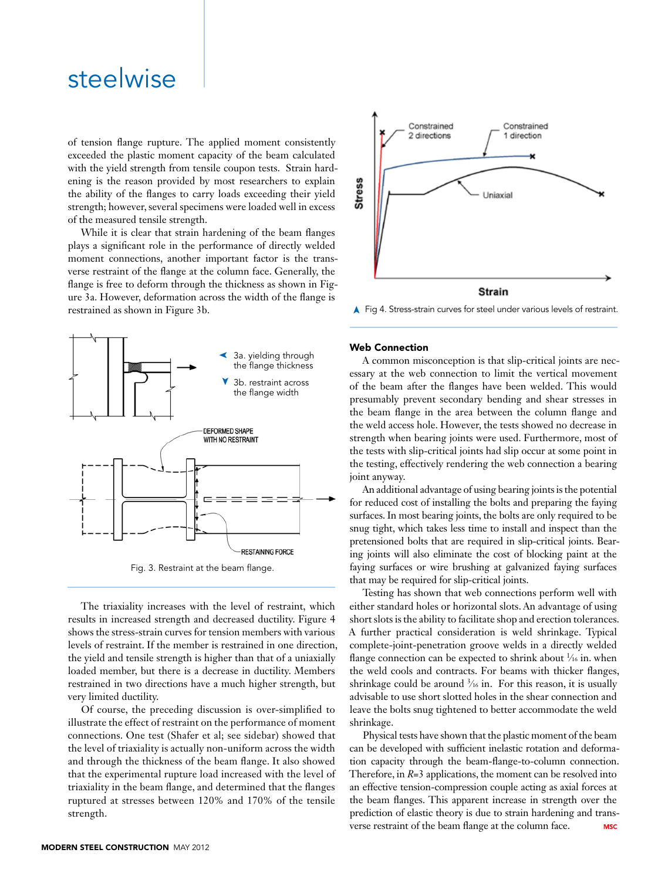of tension flange rupture. The applied moment consistently exceeded the plastic moment capacity of the beam calculated with the yield strength from tensile coupon tests. Strain hardening is the reason provided by most researchers to explain the ability of the flanges to carry loads exceeding their yield strength; however, several specimens were loaded well in excess of the measured tensile strength.

While it is clear that strain hardening of the beam flanges plays a significant role in the performance of directly welded moment connections, another important factor is the transverse restraint of the flange at the column face. Generally, the flange is free to deform through the thickness as shown in Figure 3a. However, deformation across the width of the flange is restrained as shown in Figure 3b.

3a. yielding through the flange thickness

3b. restraint across the flange width

Fig. 3. Restraint at the beam flange.

The triaxiality increases with the level of restraint, which results in increased strength and decreased ductility. Figure 4 shows the stress-strain curves for tension members with various levels of restraint. If the member is restrained in one direction, the yield and tensile strength is higher than that of a uniaxially loaded member, but there is a decrease in ductility. Members restrained in two directions have a much higher strength, but very limited ductility.

Of course, the preceding discussion is over-simplified to illustrate the effect of restraint on the performance of moment connections. One test (Shafer et al; see sidebar) showed that the level of triaxiality is actually non-uniform across the width and through the thickness of the beam flange. It also showed that the experimental rupture load increased with the level of triaxiality in the beam flange, and determined that the flanges ruptured at stresses between 120% and 170% of the tensile strength.

Fig 4. Stress-strain curves for steel under various levels of restraint.

## Web Connection

A common misconception is that slip-critical joints are necessary at the web connection to limit the vertical movement of the beam after the flanges have been welded. This would presumably prevent secondary bending and shear stresses in the beam flange in the area between the column flange and the weld access hole. However, the tests showed no decrease in strength when bearing joints were used. Furthermore, most of the tests with slip-critical joints had slip occur at some point in the testing, effectively rendering the web connection a bearing joint anyway.

An additional advantage of using bearing joints is the potential for reduced cost of installing the bolts and preparing the faying surfaces. In most bearing joints, the bolts are only required to be snug tight, which takes less time to install and inspect than the pretensioned bolts that are required in slip-critical joints. Bearing joints will also eliminate the cost of blocking paint at the faying surfaces or wire brushing at galvanized faying surfaces that may be required for slip-critical joints.

Testing has shown that web connections perform well with either standard holes or horizontal slots. An advantage of using short slots is the ability to facilitate shop and erection tolerances. A further practical consideration is weld shrinkage. Typical complete-joint-penetration groove welds in a directly welded flange connection can be expected to shrink about 1⁄16 in. when the weld cools and contracts. For beams with thicker flanges, shrinkage could be around 3⁄16 in. For this reason, it is usually advisable to use short slotted holes in the shear connection and leave the bolts snug tightened to better accommodate the weld shrinkage.

Physical tests have shown that the plastic moment of the beam can be developed with sufficient inelastic rotation and deformation capacity through the beam-flange-to-column connection. Therefore, in $R$=3 applications, the moment can be resolved into an effective tension-compression couple acting as axial forces at the beam flanges. This apparent increase in strength over the prediction of elastic theory is due to strain hardening and transverse restraint of the beam flange at the column face.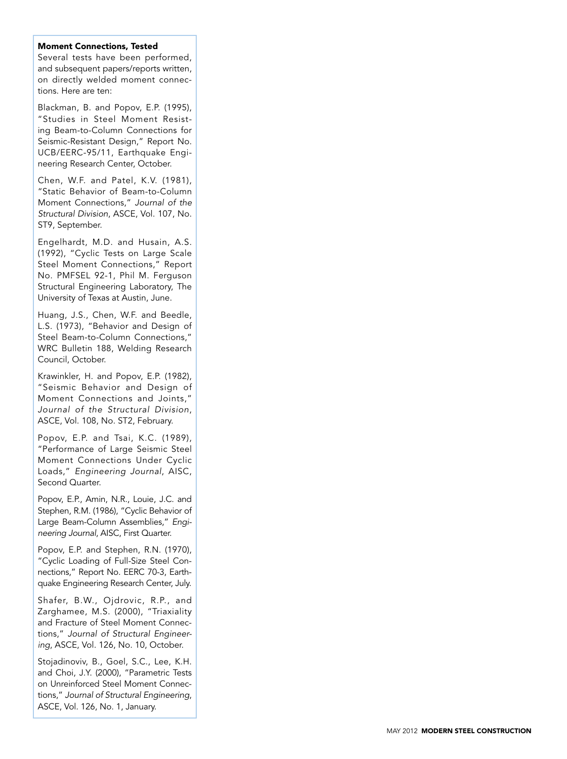**Moment Connections, Tested**

Several tests have been performed, and subsequent papers/reports written, on directly welded moment connections. Here are ten:

Blackman, B. and Popov, E.P. (1995), "Studies in Steel Moment Resisting Beam-to-Column Connections for Seismic-Resistant Design," Report No. UCB/EERC-95/11, Earthquake Engineering Research Center, October.

Chen, W.F. and Patel, K.V. (1981), "Static Behavior of Beam-to-Column Moment Connections," *Journal of the Structural Division*, ASCE, Vol. 107, No. ST9, September.

Engelhardt, M.D. and Husain, A.S. (1992), "Cyclic Tests on Large Scale Steel Moment Connections," Report No. PMFSEL 92-1, Phil M. Ferguson Structural Engineering Laboratory, The University of Texas at Austin, June.

Huang, J.S., Chen, W.F. and Beedle, L.S. (1973), "Behavior and Design of Steel Beam-to-Column Connections," WRC Bulletin 188, Welding Research Council, October.

Krawinkler, H. and Popov, E.P. (1982), "Seismic Behavior and Design of Moment Connections and Joints," *Journal of the Structural Division*, ASCE, Vol. 108, No. ST2, February.

Popov, E.P. and Tsai, K.C. (1989), "Performance of Large Seismic Steel Moment Connections Under Cyclic Loads," *Engineering Journal*, AISC, Second Quarter.

Popov, E.P., Amin, N.R., Louie, J.C. and Stephen, R.M. (1986), "Cyclic Behavior of Large Beam-Column Assemblies," *Engineering Journal*, AISC, First Quarter.

Popov, E.P. and Stephen, R.N. (1970), "Cyclic Loading of Full-Size Steel Connections," Report No. EERC 70-3, Earthquake Engineering Research Center, July.

Shafer, B.W., Ojdrovic, R.P., and Zarghamee, M.S. (2000), "Triaxiality and Fracture of Steel Moment Connections," *Journal of Structural Engineering*, ASCE, Vol. 126, No. 10, October.

Stojadinoviv, B., Goel, S.C., Lee, K.H. and Choi, J.Y. (2000), "Parametric Tests on Unreinforced Steel Moment Connections," *Journal of Structural Engineering*, ASCE, Vol. 126, No. 1, January.